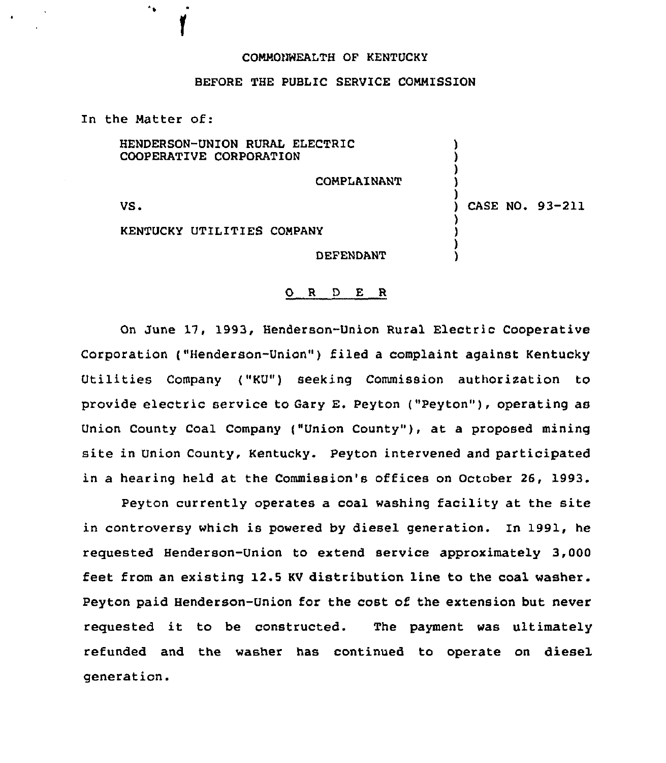COMMONWEALTH OF KENTUCKY

BEFORE THE PUBLIC SERVICE COMMISSION

In the Matter of:

| | | |
|---|---|---|
| HENDERSON-UNION RURAL ELECTRIC COOPERATIVE CORPORATION | ) | |
| COMPLAINANT | ) | |
| VS. | ) | CASE NO. 93-211 |
| KENTUCKY UTILITIES COMPANY | ) | |
| DEFENDANT | ) | |

## O R D E R

On June 17, 1993, Henderson-Union Rural Electric Cooperative Corporation ("Henderson-Union") filed a complaint against Kentucky Utilities Company ("KU") seeking Commission authorization to provide electric service to Gary E. Peyton ("Peyton"), operating as Union County Coal Company ("Union County"), at a proposed mining site in Union County, Kentucky. Peyton intervened and participated in a hearing held at the Commission's offices on October 26, 1993.

Peyton currently operates a coal washing facility at the site in controversy which is powered by diesel generation. In 1991, he requested Henderson-Union to extend service approximately 3,000 feet from an existing 12.5 KV distribution line to the coal washer. Peyton paid Henderson-Union for the cost of the extension but never requested it to be constructed. The payment was ultimately refunded and the washer has continued to operate on diesel generation.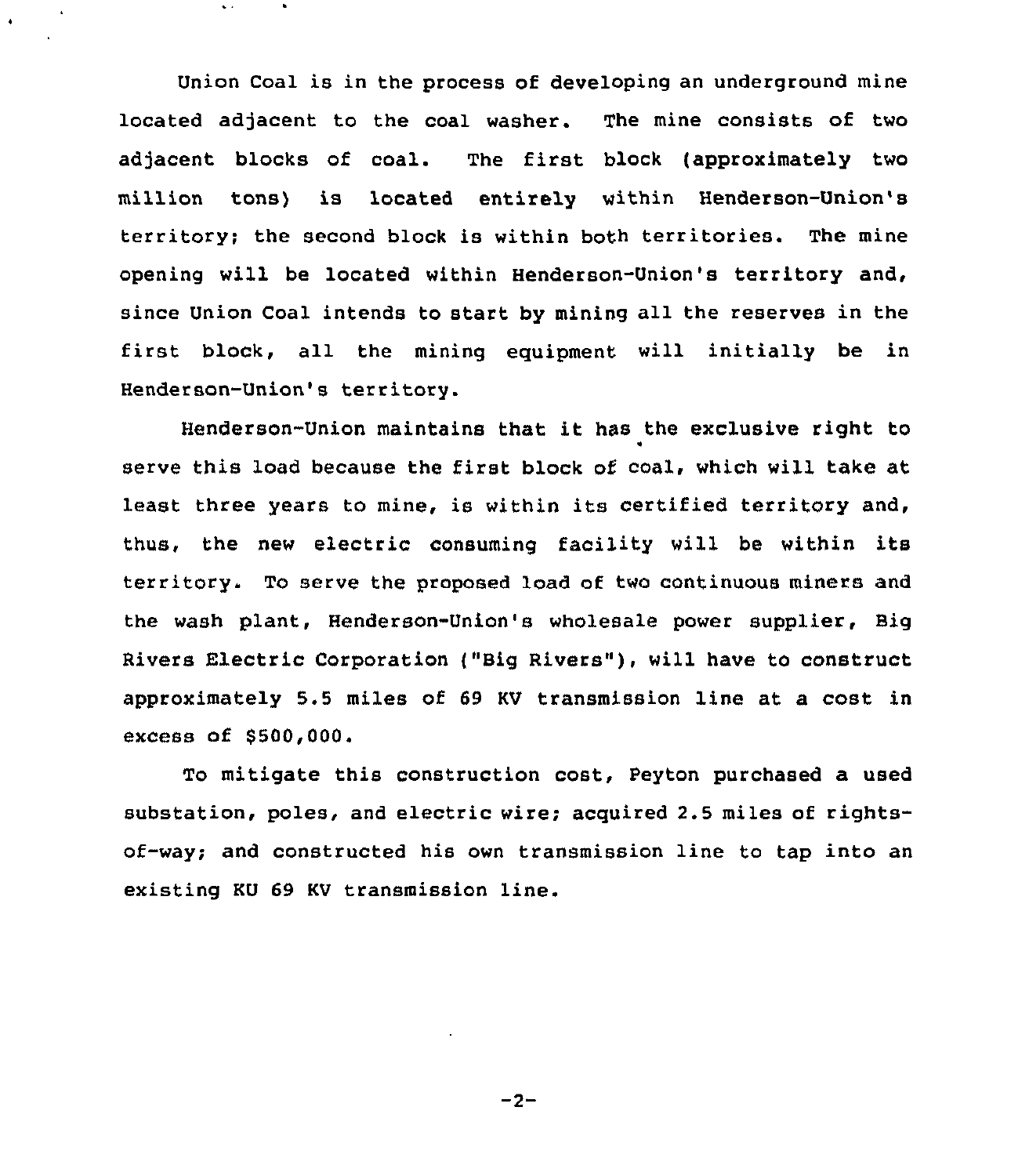Union Coal is in the process of developing an underground mine located adjacent to the coal washer. The mine consists of two adjacent blocks of coal. The first block (approximately two million tons) is located entirely within Henderson-Union's territory; the second block is within both territories. The mine opening will be located within Henderson-Union's territory and, since Union Coal intends to start by mining all the reserves in the first block, all the mining equipment will initially be in Henderson-Union's territory.

Henderson-Union maintains that it has the exclusive right to serve this load because the first block of coal, which will take at least three years to mine, is within its certified territory and, thus, the new electric consuming facility will be within its territory. To serve the proposed load of two continuous miners and the wash plant, Henderson-Union's wholesale power supplier, Big Rivers Electric Corporation ("Big Rivers"), will have to construct approximately 5.5 miles of 69 KV transmission line at a cost in excess of $500,000.

To mitigate this construction cost, Peyton purchased a used substation, poles, and electric wire; acquired 2.5 miles of rights-of-way; and constructed his own transmission line to tap into an existing KU 69 KV transmission line.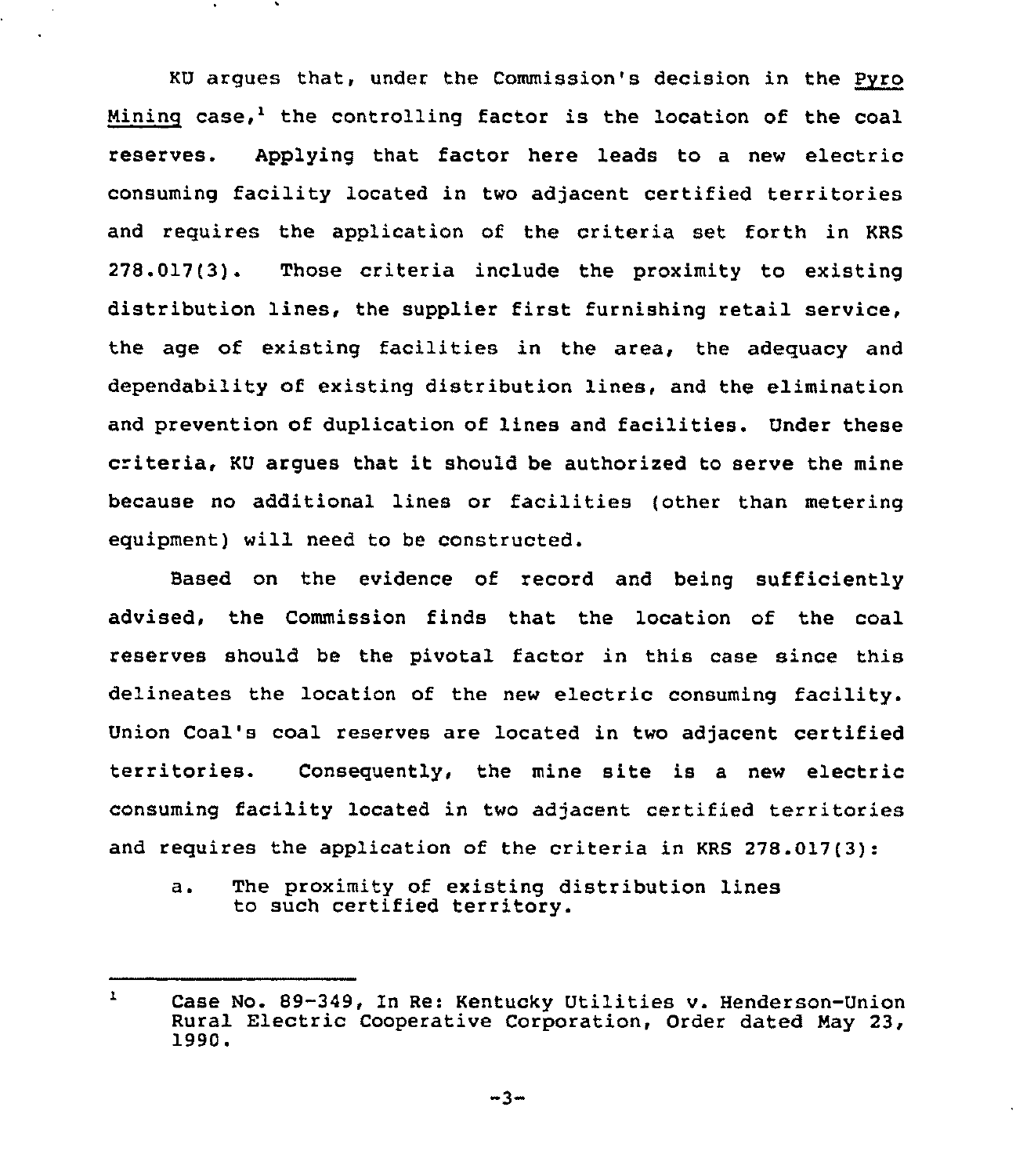KU argues that, under the Commission's decision in the <u>Pyro Mining</u> case,[1] the controlling factor is the location of the coal reserves. Applying that factor here leads to a new electric consuming facility located in two adjacent certified territories and requires the application of the criteria set forth in KRS 278.017(3). Those criteria include the proximity to existing distribution lines, the supplier first furnishing retail service, the age of existing facilities in the area, the adequacy and dependability of existing distribution lines, and the elimination and prevention of duplication of lines and facilities. Under these criteria, KU argues that it should be authorized to serve the mine because no additional lines or facilities (other than metering equipment) will need to be constructed.

Based on the evidence of record and being sufficiently advised, the Commission finds that the location of the coal reserves should be the pivotal factor in this case since this delineates the location of the new electric consuming facility. Union Coal's coal reserves are located in two adjacent certified territories. Consequently, the mine site is a new electric consuming facility located in two adjacent certified territories and requires the application of the criteria in KRS 278.017(3):

> a. The proximity of existing distribution lines to such certified territory.

---

[1] Case No. 89-349, In Re: Kentucky Utilities v. Henderson-Union Rural Electric Cooperative Corporation, Order dated May 23, 1990.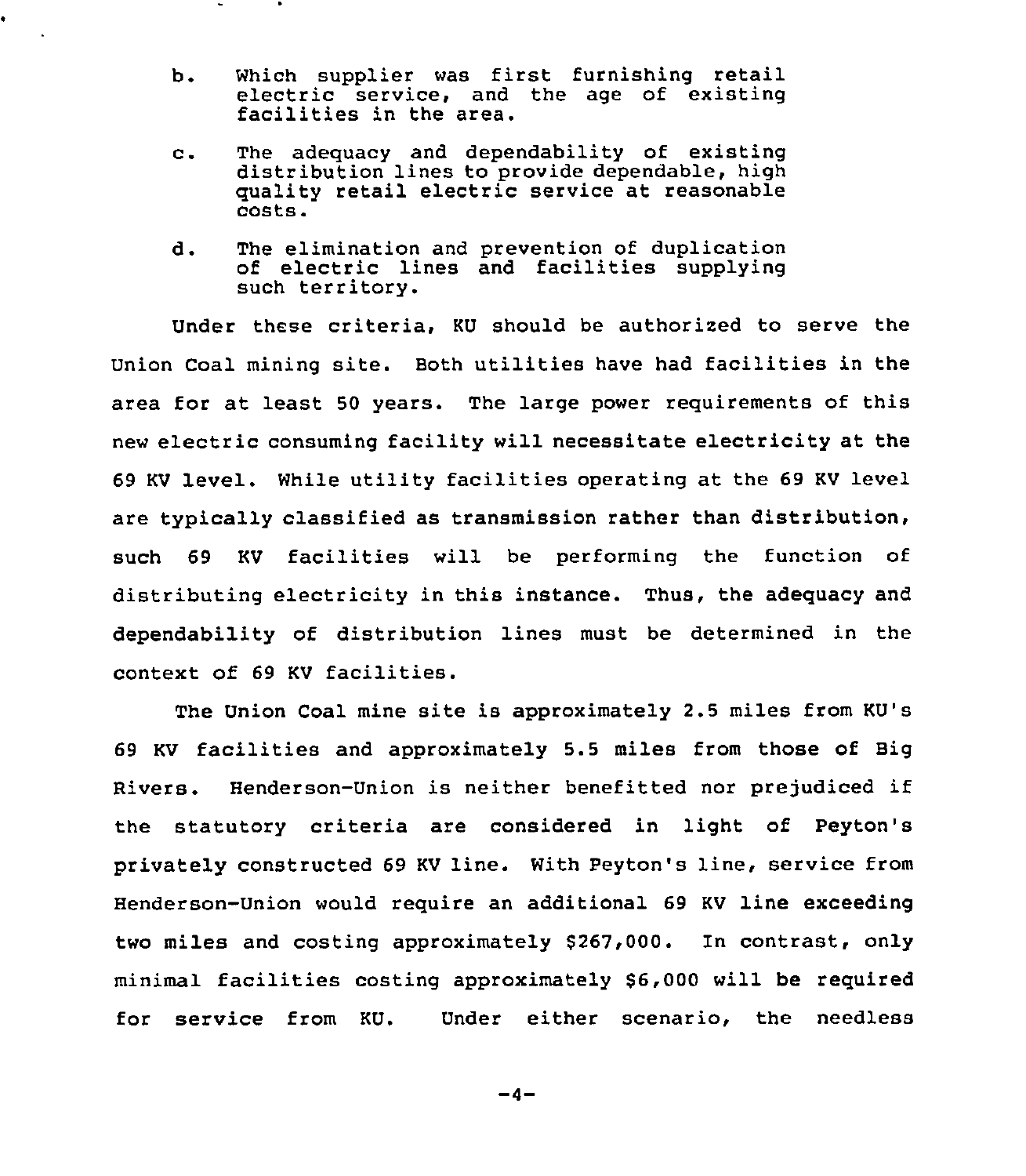b. Which supplier was first furnishing retail electric service, and the age of existing facilities in the area.

c. The adequacy and dependability of existing distribution lines to provide dependable, high quality retail electric service at reasonable costs.

d. The elimination and prevention of duplication of electric lines and facilities supplying such territory.

Under these criteria, KU should be authorized to serve the Union Coal mining site. Both utilities have had facilities in the area for at least 50 years. The large power requirements of this new electric consuming facility will necessitate electricity at the 69 KV level. While utility facilities operating at the 69 KV level are typically classified as transmission rather than distribution, such 69 KV facilities will be performing the function of distributing electricity in this instance. Thus, the adequacy and dependability of distribution lines must be determined in the context of 69 KV facilities.

The Union Coal mine site is approximately 2.5 miles from KU's 69 KV facilities and approximately 5.5 miles from those of Big Rivers. Henderson-Union is neither benefitted nor prejudiced if the statutory criteria are considered in light of Peyton's privately constructed 69 KV line. With Peyton's line, service from Henderson-Union would require an additional 69 KV line exceeding two miles and costing approximately $267,000. In contrast, only minimal facilities costing approximately $6,000 will be required for service from KU. Under either scenario, the needless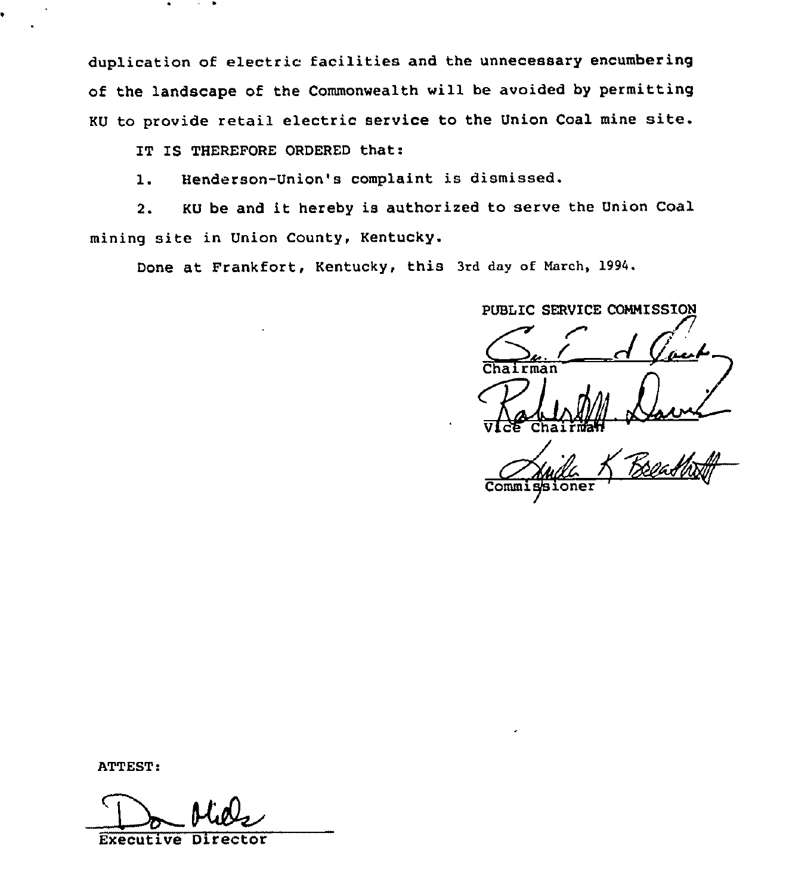duplication of electric facilities and the unnecessary encumbering of the landscape of the Commonwealth will be avoided by permitting KU to provide retail electric service to the Union Coal mine site.

IT IS THEREFORE ORDERED that:

1. Henderson-Union's complaint is dismissed.

2. KU be and it hereby is authorized to serve the Union Coal mining site in Union County, Kentucky.

Done at Frankfort, Kentucky, this 3rd day of March, 1994.

PUBLIC SERVICE COMMISSION

Chairman

Vice Chairman

Commissioner

ATTEST:

Executive Director